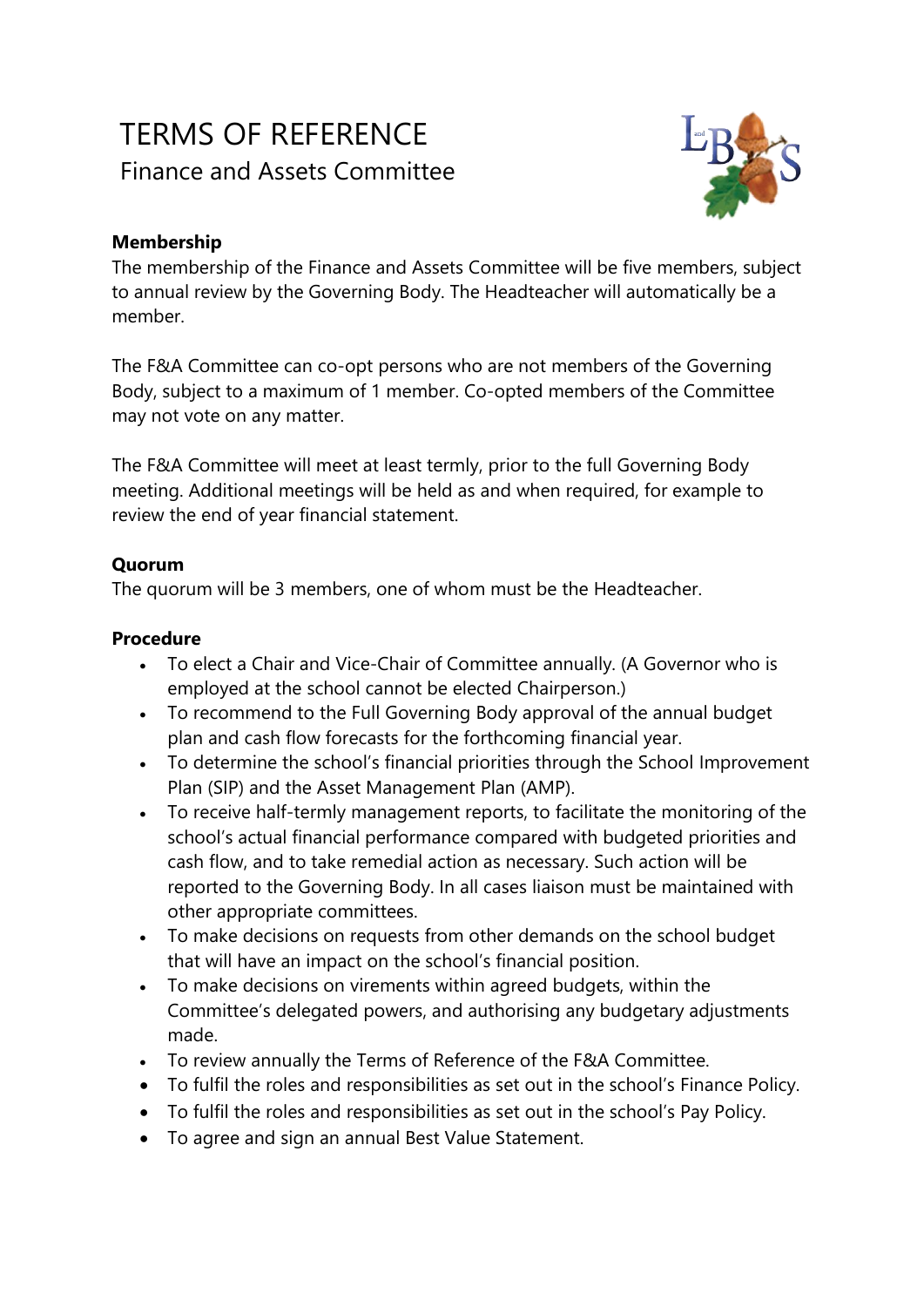# TERMS OF REFERENCE

## Finance and Assets Committee

**Membership**

The membership of the Finance and Assets Committee will be five members, subject to annual review by the Governing Body. The Headteacher will automatically be a member.

The F&A Committee can co-opt persons who are not members of the Governing Body, subject to a maximum of 1 member. Co-opted members of the Committee may not vote on any matter.

The F&A Committee will meet at least termly, prior to the full Governing Body meeting. Additional meetings will be held as and when required, for example to review the end of year financial statement.

**Quorum**

The quorum will be 3 members, one of whom must be the Headteacher.

**Procedure**

- To elect a Chair and Vice-Chair of Committee annually. (A Governor who is employed at the school cannot be elected Chairperson.)
- To recommend to the Full Governing Body approval of the annual budget plan and cash flow forecasts for the forthcoming financial year.
- To determine the school's financial priorities through the School Improvement Plan (SIP) and the Asset Management Plan (AMP).
- To receive half-termly management reports, to facilitate the monitoring of the school's actual financial performance compared with budgeted priorities and cash flow, and to take remedial action as necessary. Such action will be reported to the Governing Body. In all cases liaison must be maintained with other appropriate committees.
- To make decisions on requests from other demands on the school budget that will have an impact on the school's financial position.
- To make decisions on virements within agreed budgets, within the Committee's delegated powers, and authorising any budgetary adjustments made.
- To review annually the Terms of Reference of the F&A Committee.
- To fulfil the roles and responsibilities as set out in the school's Finance Policy.
- To fulfil the roles and responsibilities as set out in the school's Pay Policy.
- To agree and sign an annual Best Value Statement.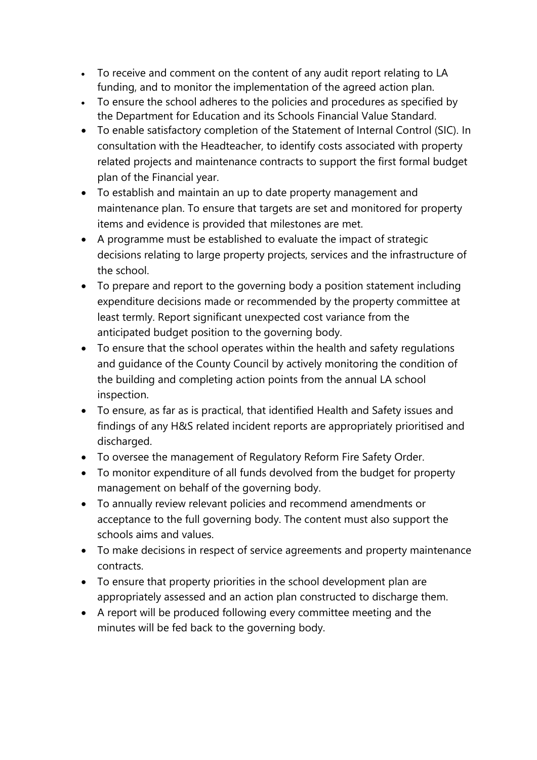- To receive and comment on the content of any audit report relating to LA funding, and to monitor the implementation of the agreed action plan.
- To ensure the school adheres to the policies and procedures as specified by the Department for Education and its Schools Financial Value Standard.
- To enable satisfactory completion of the Statement of Internal Control (SIC). In consultation with the Headteacher, to identify costs associated with property related projects and maintenance contracts to support the first formal budget plan of the Financial year.
- To establish and maintain an up to date property management and maintenance plan. To ensure that targets are set and monitored for property items and evidence is provided that milestones are met.
- A programme must be established to evaluate the impact of strategic decisions relating to large property projects, services and the infrastructure of the school.
- To prepare and report to the governing body a position statement including expenditure decisions made or recommended by the property committee at least termly. Report significant unexpected cost variance from the anticipated budget position to the governing body.
- To ensure that the school operates within the health and safety regulations and guidance of the County Council by actively monitoring the condition of the building and completing action points from the annual LA school inspection.
- To ensure, as far as is practical, that identified Health and Safety issues and findings of any H&S related incident reports are appropriately prioritised and discharged.
- To oversee the management of Regulatory Reform Fire Safety Order.
- To monitor expenditure of all funds devolved from the budget for property management on behalf of the governing body.
- To annually review relevant policies and recommend amendments or acceptance to the full governing body. The content must also support the schools aims and values.
- To make decisions in respect of service agreements and property maintenance contracts.
- To ensure that property priorities in the school development plan are appropriately assessed and an action plan constructed to discharge them.
- A report will be produced following every committee meeting and the minutes will be fed back to the governing body.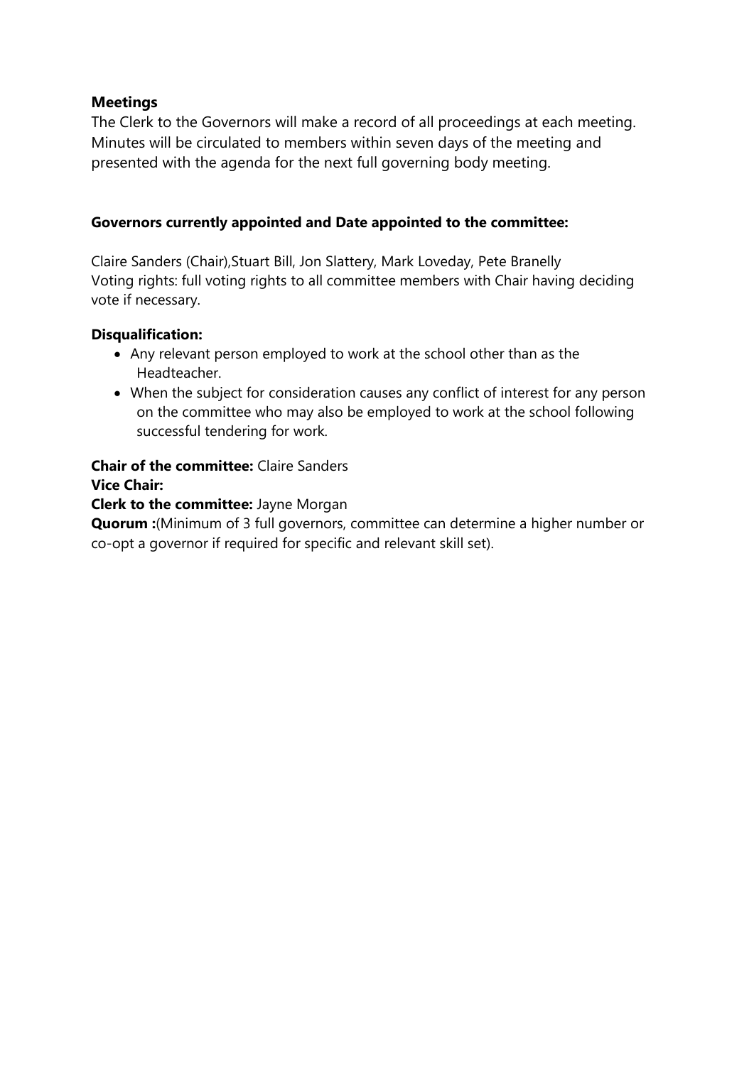**Meetings**

The Clerk to the Governors will make a record of all proceedings at each meeting. Minutes will be circulated to members within seven days of the meeting and presented with the agenda for the next full governing body meeting.

**Governors currently appointed and Date appointed to the committee:**

Claire Sanders (Chair),Stuart Bill, Jon Slattery, Mark Loveday, Pete Branelly
Voting rights: full voting rights to all committee members with Chair having deciding vote if necessary.

**Disqualification:**

- Any relevant person employed to work at the school other than as the Headteacher.
- When the subject for consideration causes any conflict of interest for any person on the committee who may also be employed to work at the school following successful tendering for work.

**Chair of the committee:** Claire Sanders
**Vice Chair:**
**Clerk to the committee:** Jayne Morgan
**Quorum :**(Minimum of 3 full governors, committee can determine a higher number or co-opt a governor if required for specific and relevant skill set).